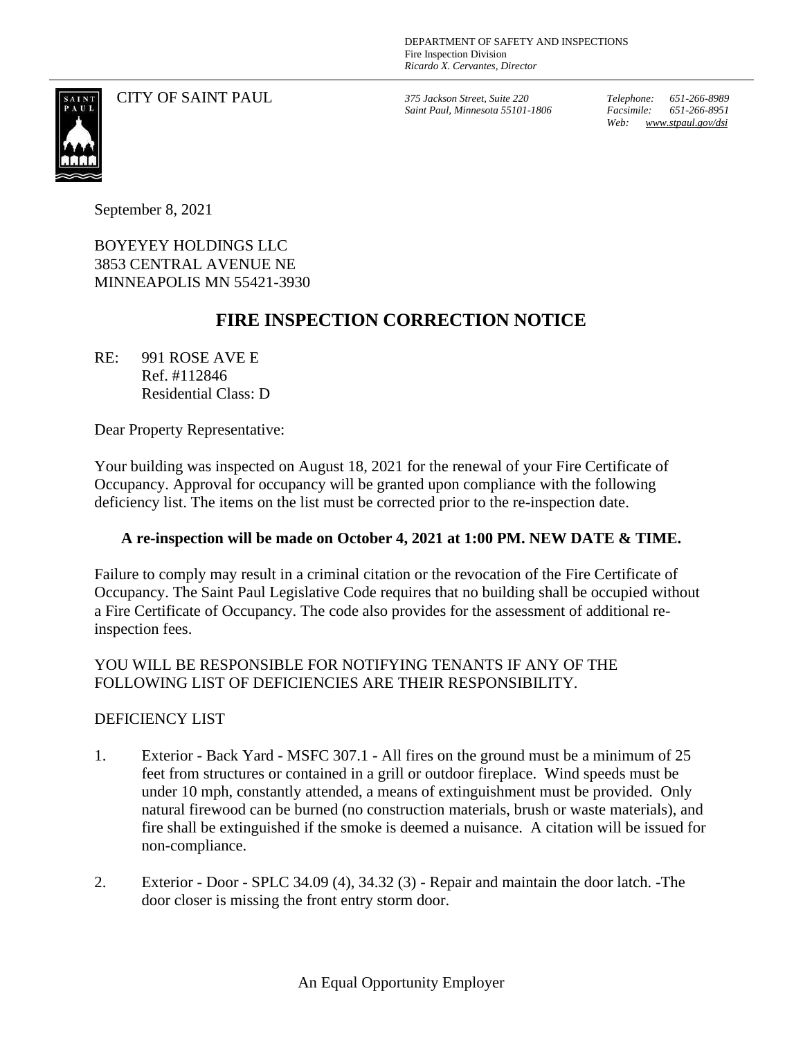DEPARTMENT OF SAFETY AND INSPECTIONS
Fire Inspection Division
*Ricardo X. Cervantes, Director*

CITY OF SAINT PAUL

*375 Jackson Street, Suite 220*
*Saint Paul, Minnesota 55101-1806*

*Telephone: 651-266-8989*
*Facsimile: 651-266-8951*
*Web: www.stpaul.gov/dsi*

September 8, 2021

BOYEYEY HOLDINGS LLC
3853 CENTRAL AVENUE NE
MINNEAPOLIS MN 55421-3930

# FIRE INSPECTION CORRECTION NOTICE

RE: 991 ROSE AVE E
Ref. #112846
Residential Class: D

Dear Property Representative:

Your building was inspected on August 18, 2021 for the renewal of your Fire Certificate of Occupancy. Approval for occupancy will be granted upon compliance with the following deficiency list. The items on the list must be corrected prior to the re-inspection date.

**A re-inspection will be made on October 4, 2021 at 1:00 PM. NEW DATE & TIME.**

Failure to comply may result in a criminal citation or the revocation of the Fire Certificate of Occupancy. The Saint Paul Legislative Code requires that no building shall be occupied without a Fire Certificate of Occupancy. The code also provides for the assessment of additional re-inspection fees.

YOU WILL BE RESPONSIBLE FOR NOTIFYING TENANTS IF ANY OF THE FOLLOWING LIST OF DEFICIENCIES ARE THEIR RESPONSIBILITY.

DEFICIENCY LIST

1. Exterior - Back Yard - MSFC 307.1 - All fires on the ground must be a minimum of 25 feet from structures or contained in a grill or outdoor fireplace. Wind speeds must be under 10 mph, constantly attended, a means of extinguishment must be provided. Only natural firewood can be burned (no construction materials, brush or waste materials), and fire shall be extinguished if the smoke is deemed a nuisance. A citation will be issued for non-compliance.

2. Exterior - Door - SPLC 34.09 (4), 34.32 (3) - Repair and maintain the door latch. -The door closer is missing the front entry storm door.

An Equal Opportunity Employer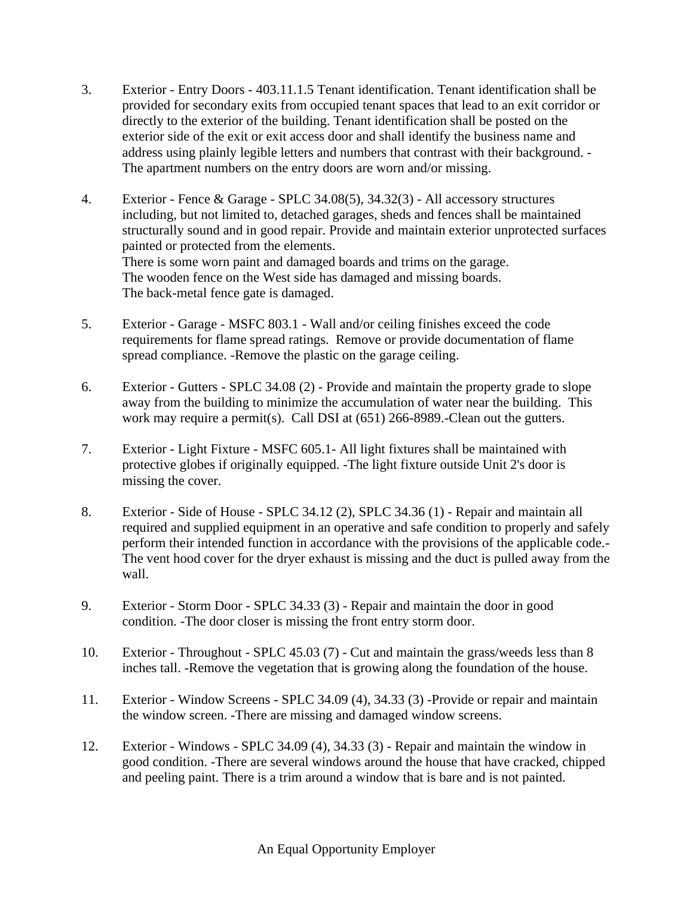3. Exterior - Entry Doors - 403.11.1.5 Tenant identification. Tenant identification shall be provided for secondary exits from occupied tenant spaces that lead to an exit corridor or directly to the exterior of the building. Tenant identification shall be posted on the exterior side of the exit or exit access door and shall identify the business name and address using plainly legible letters and numbers that contrast with their background. -The apartment numbers on the entry doors are worn and/or missing.

4. Exterior - Fence & Garage - SPLC 34.08(5), 34.32(3) - All accessory structures including, but not limited to, detached garages, sheds and fences shall be maintained structurally sound and in good repair. Provide and maintain exterior unprotected surfaces painted or protected from the elements.
   There is some worn paint and damaged boards and trims on the garage.
   The wooden fence on the West side has damaged and missing boards.
   The back-metal fence gate is damaged.

5. Exterior - Garage - MSFC 803.1 - Wall and/or ceiling finishes exceed the code requirements for flame spread ratings. Remove or provide documentation of flame spread compliance. -Remove the plastic on the garage ceiling.

6. Exterior - Gutters - SPLC 34.08 (2) - Provide and maintain the property grade to slope away from the building to minimize the accumulation of water near the building. This work may require a permit(s). Call DSI at (651) 266-8989.-Clean out the gutters.

7. Exterior - Light Fixture - MSFC 605.1- All light fixtures shall be maintained with protective globes if originally equipped. -The light fixture outside Unit 2's door is missing the cover.

8. Exterior - Side of House - SPLC 34.12 (2), SPLC 34.36 (1) - Repair and maintain all required and supplied equipment in an operative and safe condition to properly and safely perform their intended function in accordance with the provisions of the applicable code.-The vent hood cover for the dryer exhaust is missing and the duct is pulled away from the wall.

9. Exterior - Storm Door - SPLC 34.33 (3) - Repair and maintain the door in good condition. -The door closer is missing the front entry storm door.

10. Exterior - Throughout - SPLC 45.03 (7) - Cut and maintain the grass/weeds less than 8 inches tall. -Remove the vegetation that is growing along the foundation of the house.

11. Exterior - Window Screens - SPLC 34.09 (4), 34.33 (3) -Provide or repair and maintain the window screen. -There are missing and damaged window screens.

12. Exterior - Windows - SPLC 34.09 (4), 34.33 (3) - Repair and maintain the window in good condition. -There are several windows around the house that have cracked, chipped and peeling paint. There is a trim around a window that is bare and is not painted.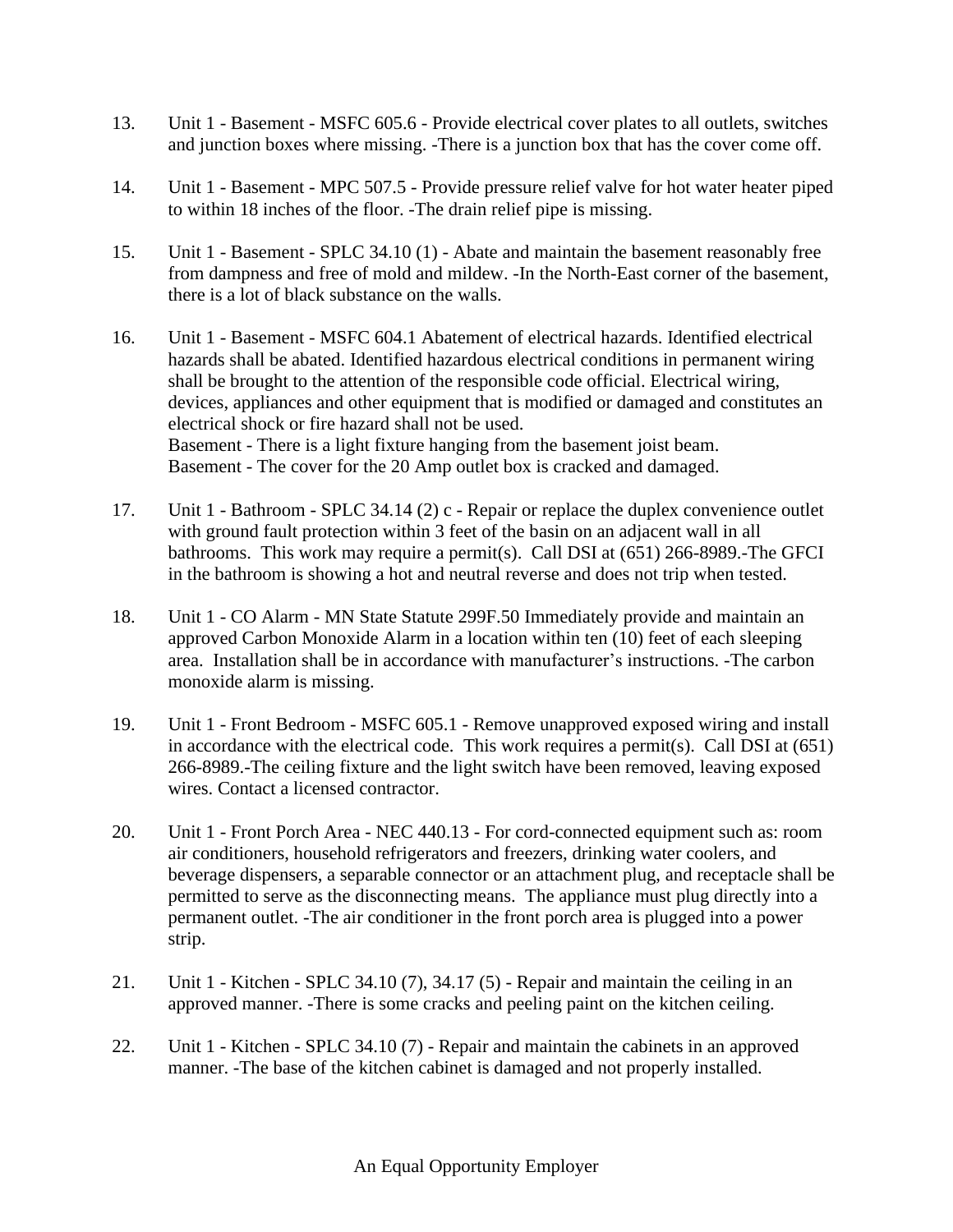13. Unit 1 - Basement - MSFC 605.6 - Provide electrical cover plates to all outlets, switches and junction boxes where missing. -There is a junction box that has the cover come off.

14. Unit 1 - Basement - MPC 507.5 - Provide pressure relief valve for hot water heater piped to within 18 inches of the floor. -The drain relief pipe is missing.

15. Unit 1 - Basement - SPLC 34.10 (1) - Abate and maintain the basement reasonably free from dampness and free of mold and mildew. -In the North-East corner of the basement, there is a lot of black substance on the walls.

16. Unit 1 - Basement - MSFC 604.1 Abatement of electrical hazards. Identified electrical hazards shall be abated. Identified hazardous electrical conditions in permanent wiring shall be brought to the attention of the responsible code official. Electrical wiring, devices, appliances and other equipment that is modified or damaged and constitutes an electrical shock or fire hazard shall not be used.
    Basement - There is a light fixture hanging from the basement joist beam.
    Basement - The cover for the 20 Amp outlet box is cracked and damaged.

17. Unit 1 - Bathroom - SPLC 34.14 (2) c - Repair or replace the duplex convenience outlet with ground fault protection within 3 feet of the basin on an adjacent wall in all bathrooms. This work may require a permit(s). Call DSI at (651) 266-8989.-The GFCI in the bathroom is showing a hot and neutral reverse and does not trip when tested.

18. Unit 1 - CO Alarm - MN State Statute 299F.50 Immediately provide and maintain an approved Carbon Monoxide Alarm in a location within ten (10) feet of each sleeping area. Installation shall be in accordance with manufacturer's instructions. -The carbon monoxide alarm is missing.

19. Unit 1 - Front Bedroom - MSFC 605.1 - Remove unapproved exposed wiring and install in accordance with the electrical code. This work requires a permit(s). Call DSI at (651) 266-8989.-The ceiling fixture and the light switch have been removed, leaving exposed wires. Contact a licensed contractor.

20. Unit 1 - Front Porch Area - NEC 440.13 - For cord-connected equipment such as: room air conditioners, household refrigerators and freezers, drinking water coolers, and beverage dispensers, a separable connector or an attachment plug, and receptacle shall be permitted to serve as the disconnecting means. The appliance must plug directly into a permanent outlet. -The air conditioner in the front porch area is plugged into a power strip.

21. Unit 1 - Kitchen - SPLC 34.10 (7), 34.17 (5) - Repair and maintain the ceiling in an approved manner. -There is some cracks and peeling paint on the kitchen ceiling.

22. Unit 1 - Kitchen - SPLC 34.10 (7) - Repair and maintain the cabinets in an approved manner. -The base of the kitchen cabinet is damaged and not properly installed.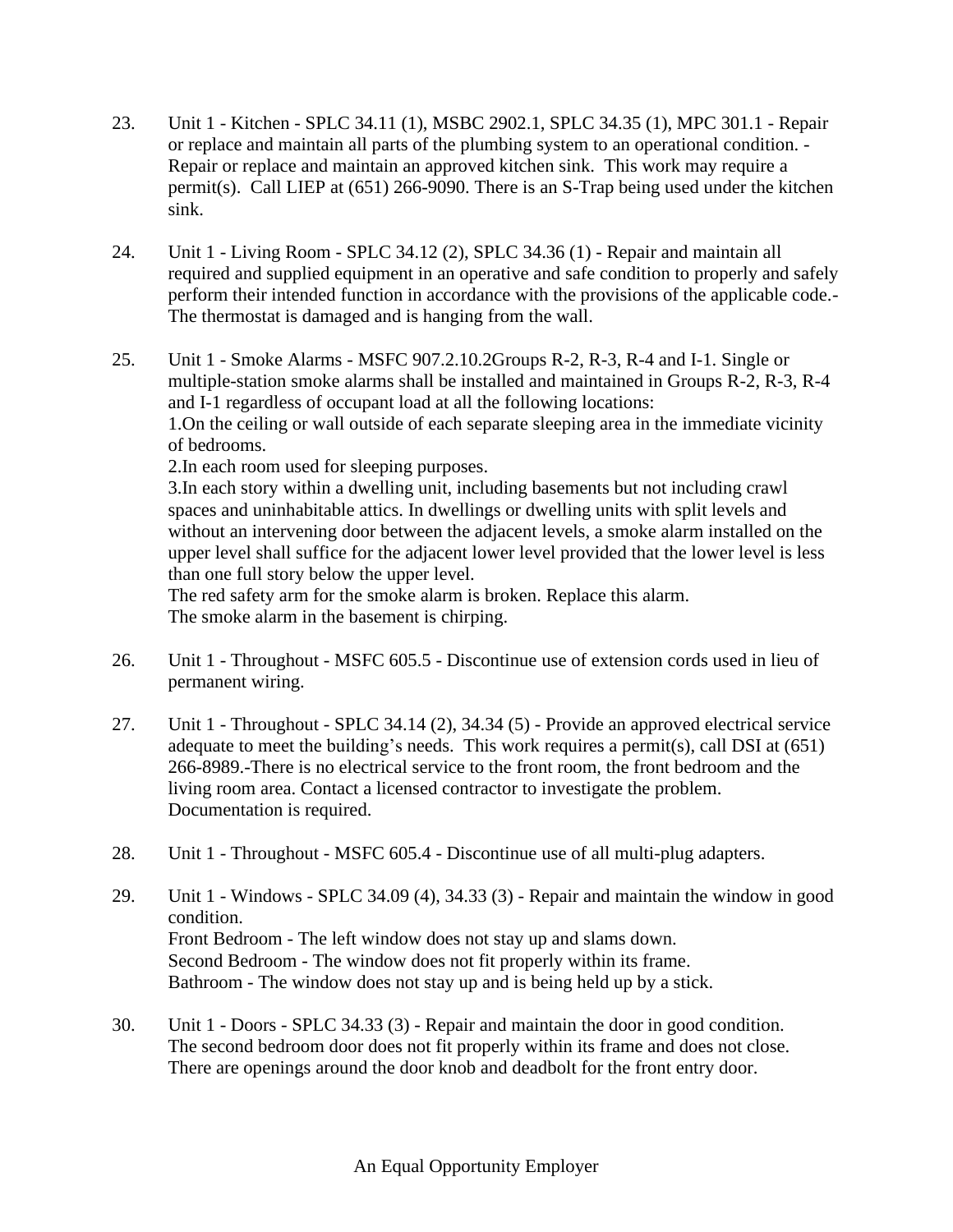23. Unit 1 - Kitchen - SPLC 34.11 (1), MSBC 2902.1, SPLC 34.35 (1), MPC 301.1 - Repair or replace and maintain all parts of the plumbing system to an operational condition. - Repair or replace and maintain an approved kitchen sink. This work may require a permit(s). Call LIEP at (651) 266-9090. There is an S-Trap being used under the kitchen sink.

24. Unit 1 - Living Room - SPLC 34.12 (2), SPLC 34.36 (1) - Repair and maintain all required and supplied equipment in an operative and safe condition to properly and safely perform their intended function in accordance with the provisions of the applicable code.- The thermostat is damaged and is hanging from the wall.

25. Unit 1 - Smoke Alarms - MSFC 907.2.10.2Groups R-2, R-3, R-4 and I-1. Single or multiple-station smoke alarms shall be installed and maintained in Groups R-2, R-3, R-4 and I-1 regardless of occupant load at all the following locations:
    1.On the ceiling or wall outside of each separate sleeping area in the immediate vicinity of bedrooms.
    2.In each room used for sleeping purposes.
    3.In each story within a dwelling unit, including basements but not including crawl spaces and uninhabitable attics. In dwellings or dwelling units with split levels and without an intervening door between the adjacent levels, a smoke alarm installed on the upper level shall suffice for the adjacent lower level provided that the lower level is less than one full story below the upper level.
    The red safety arm for the smoke alarm is broken. Replace this alarm.
    The smoke alarm in the basement is chirping.

26. Unit 1 - Throughout - MSFC 605.5 - Discontinue use of extension cords used in lieu of permanent wiring.

27. Unit 1 - Throughout - SPLC 34.14 (2), 34.34 (5) - Provide an approved electrical service adequate to meet the building's needs. This work requires a permit(s), call DSI at (651) 266-8989.-There is no electrical service to the front room, the front bedroom and the living room area. Contact a licensed contractor to investigate the problem. Documentation is required.

28. Unit 1 - Throughout - MSFC 605.4 - Discontinue use of all multi-plug adapters.

29. Unit 1 - Windows - SPLC 34.09 (4), 34.33 (3) - Repair and maintain the window in good condition.
    Front Bedroom - The left window does not stay up and slams down.
    Second Bedroom - The window does not fit properly within its frame.
    Bathroom - The window does not stay up and is being held up by a stick.

30. Unit 1 - Doors - SPLC 34.33 (3) - Repair and maintain the door in good condition.
    The second bedroom door does not fit properly within its frame and does not close.
    There are openings around the door knob and deadbolt for the front entry door.

An Equal Opportunity Employer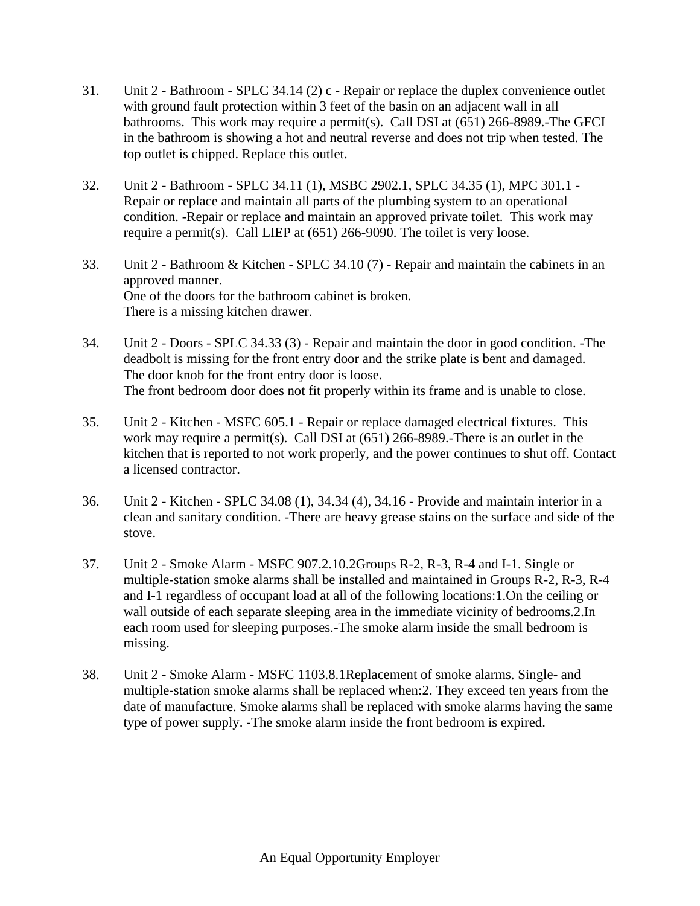31. Unit 2 - Bathroom - SPLC 34.14 (2) c - Repair or replace the duplex convenience outlet with ground fault protection within 3 feet of the basin on an adjacent wall in all bathrooms.  This work may require a permit(s).  Call DSI at (651) 266-8989.-The GFCI in the bathroom is showing a hot and neutral reverse and does not trip when tested. The top outlet is chipped. Replace this outlet.

32. Unit 2 - Bathroom - SPLC 34.11 (1), MSBC 2902.1, SPLC 34.35 (1), MPC 301.1 - Repair or replace and maintain all parts of the plumbing system to an operational condition. -Repair or replace and maintain an approved private toilet.  This work may require a permit(s).  Call LIEP at (651) 266-9090. The toilet is very loose.

33. Unit 2 - Bathroom & Kitchen - SPLC 34.10 (7) - Repair and maintain the cabinets in an approved manner.
One of the doors for the bathroom cabinet is broken.
There is a missing kitchen drawer.

34. Unit 2 - Doors - SPLC 34.33 (3) - Repair and maintain the door in good condition. -The deadbolt is missing for the front entry door and the strike plate is bent and damaged.
The door knob for the front entry door is loose.
The front bedroom door does not fit properly within its frame and is unable to close.

35. Unit 2 - Kitchen - MSFC 605.1 - Repair or replace damaged electrical fixtures.  This work may require a permit(s).  Call DSI at (651) 266-8989.-There is an outlet in the kitchen that is reported to not work properly, and the power continues to shut off. Contact a licensed contractor.

36. Unit 2 - Kitchen - SPLC 34.08 (1), 34.34 (4), 34.16 - Provide and maintain interior in a clean and sanitary condition. -There are heavy grease stains on the surface and side of the stove.

37. Unit 2 - Smoke Alarm - MSFC 907.2.10.2Groups R-2, R-3, R-4 and I-1. Single or multiple-station smoke alarms shall be installed and maintained in Groups R-2, R-3, R-4 and I-1 regardless of occupant load at all of the following locations:1.On the ceiling or wall outside of each separate sleeping area in the immediate vicinity of bedrooms.2.In each room used for sleeping purposes.-The smoke alarm inside the small bedroom is missing.

38. Unit 2 - Smoke Alarm - MSFC 1103.8.1Replacement of smoke alarms. Single- and multiple-station smoke alarms shall be replaced when:2. They exceed ten years from the date of manufacture. Smoke alarms shall be replaced with smoke alarms having the same type of power supply. -The smoke alarm inside the front bedroom is expired.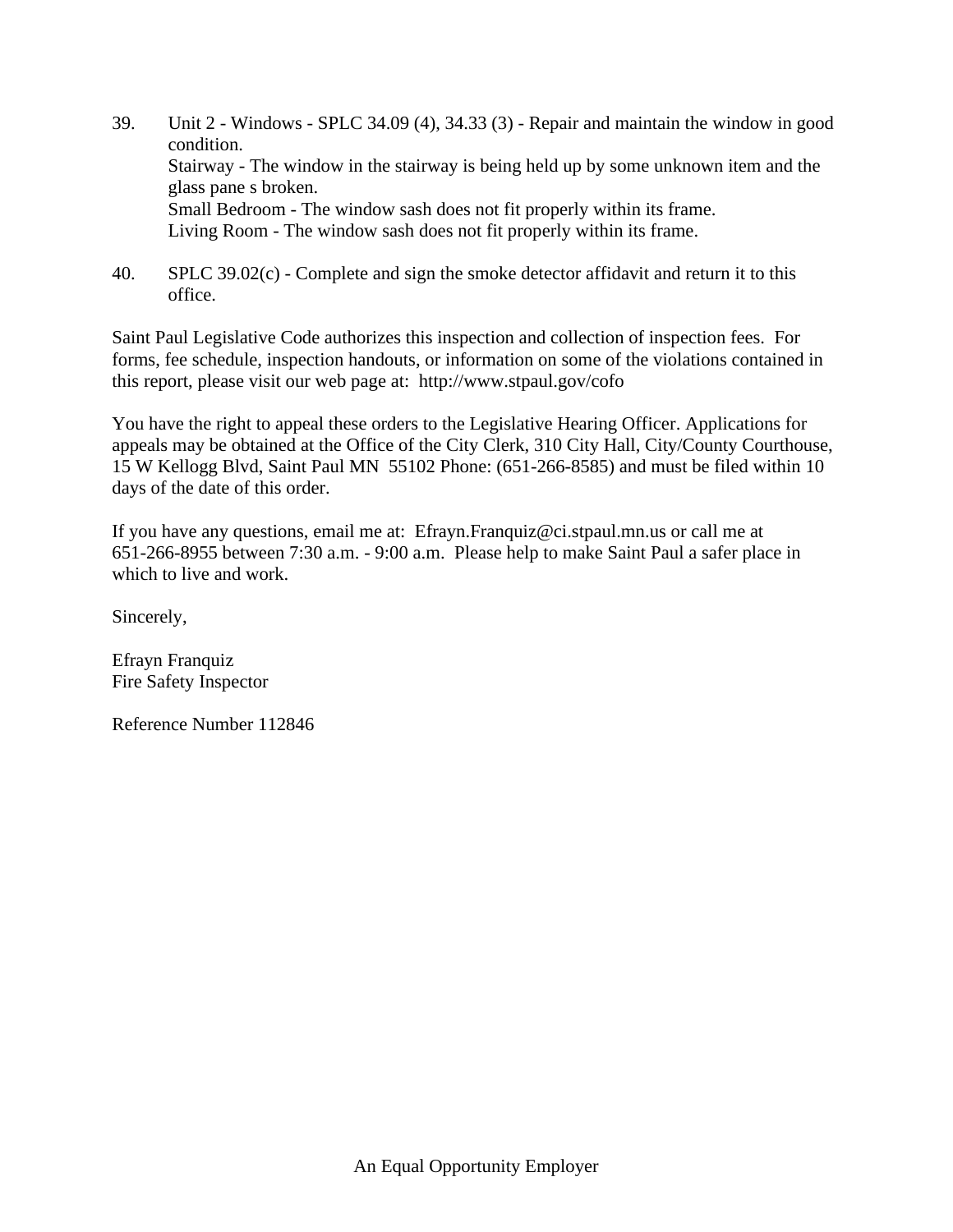39. Unit 2 - Windows - SPLC 34.09 (4), 34.33 (3) - Repair and maintain the window in good condition.
    Stairway - The window in the stairway is being held up by some unknown item and the glass pane s broken.
    Small Bedroom - The window sash does not fit properly within its frame.
    Living Room - The window sash does not fit properly within its frame.

40. SPLC 39.02(c) - Complete and sign the smoke detector affidavit and return it to this office.

Saint Paul Legislative Code authorizes this inspection and collection of inspection fees. For forms, fee schedule, inspection handouts, or information on some of the violations contained in this report, please visit our web page at: http://www.stpaul.gov/cofo

You have the right to appeal these orders to the Legislative Hearing Officer. Applications for appeals may be obtained at the Office of the City Clerk, 310 City Hall, City/County Courthouse, 15 W Kellogg Blvd, Saint Paul MN 55102 Phone: (651-266-8585) and must be filed within 10 days of the date of this order.

If you have any questions, email me at: Efrayn.Franquiz@ci.stpaul.mn.us or call me at 651-266-8955 between 7:30 a.m. - 9:00 a.m. Please help to make Saint Paul a safer place in which to live and work.

Sincerely,

Efrayn Franquiz
Fire Safety Inspector

Reference Number 112846

An Equal Opportunity Employer